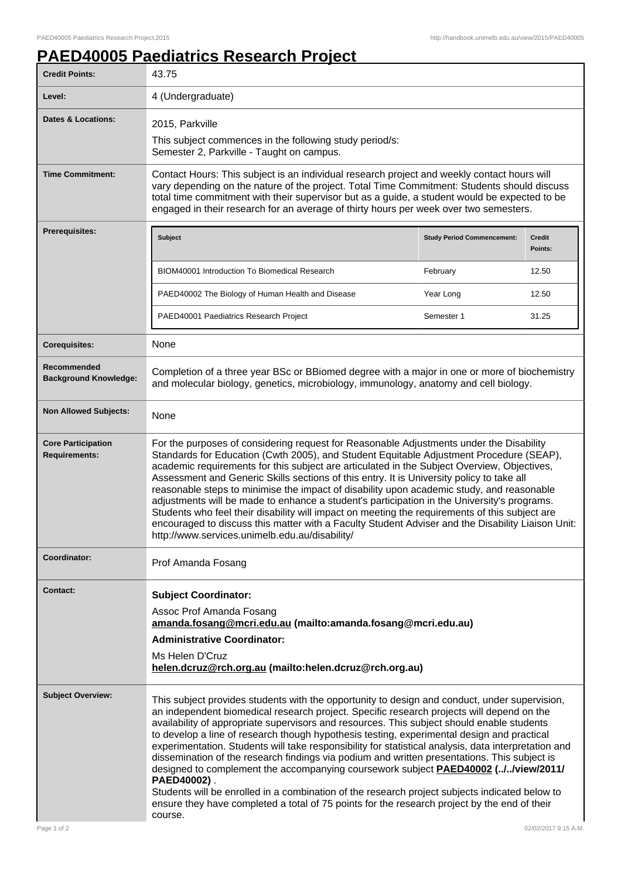# PAED40005 Paediatrics Research Project

| | |
|---|---|
| **Credit Points:** | 43.75 |
| **Level:** | 4 (Undergraduate) |
| **Dates & Locations:** | 2015, Parkville<br>This subject commences in the following study period/s:<br>Semester 2, Parkville - Taught on campus. |
| **Time Commitment:** | Contact Hours: This subject is an individual research project and weekly contact hours will vary depending on the nature of the project. Total Time Commitment: Students should discuss total time commitment with their supervisor but as a guide, a student would be expected to be engaged in their research for an average of thirty hours per week over two semesters. |
| **Prerequisites:** | See table below |
| **Corequisites:** | None |
| **Recommended Background Knowledge:** | Completion of a three year BSc or BBiomed degree with a major in one or more of biochemistry and molecular biology, genetics, microbiology, immunology, anatomy and cell biology. |
| **Non Allowed Subjects:** | None |
| **Core Participation Requirements:** | For the purposes of considering request for Reasonable Adjustments under the Disability Standards for Education (Cwth 2005), and Student Equitable Adjustment Procedure (SEAP), academic requirements for this subject are articulated in the Subject Overview, Objectives, Assessment and Generic Skills sections of this entry. It is University policy to take all reasonable steps to minimise the impact of disability upon academic study, and reasonable adjustments will be made to enhance a student's participation in the University's programs. Students who feel their disability will impact on meeting the requirements of this subject are encouraged to discuss this matter with a Faculty Student Adviser and the Disability Liaison Unit: http://www.services.unimelb.edu.au/disability/ |
| **Coordinator:** | Prof Amanda Fosang |
| **Contact:** | **Subject Coordinator:**<br>Assoc Prof Amanda Fosang<br>**amanda.fosang@mcri.edu.au (mailto:amanda.fosang@mcri.edu.au)**<br>**Administrative Coordinator:**<br>Ms Helen D'Cruz<br>**helen.dcruz@rch.org.au (mailto:helen.dcruz@rch.org.au)** |
| **Subject Overview:** | This subject provides students with the opportunity to design and conduct, under supervision, an independent biomedical research project. Specific research projects will depend on the availability of appropriate supervisors and resources. This subject should enable students to develop a line of research though hypothesis testing, experimental design and practical experimentation. Students will take responsibility for statistical analysis, data interpretation and dissemination of the research findings via podium and written presentations. This subject is designed to complement the accompanying coursework subject **PAED40002 (../../view/2011/PAED40002)** .<br>Students will be enrolled in a combination of the research project subjects indicated below to ensure they have completed a total of 75 points for the research project by the end of their course. |

**Prerequisites:**

| Subject | Study Period Commencement: | Credit Points: |
|---|---|---|
| BIOM40001 Introduction To Biomedical Research | February | 12.50 |
| PAED40002 The Biology of Human Health and Disease | Year Long | 12.50 |
| PAED40001 Paediatrics Research Project | Semester 1 | 31.25 |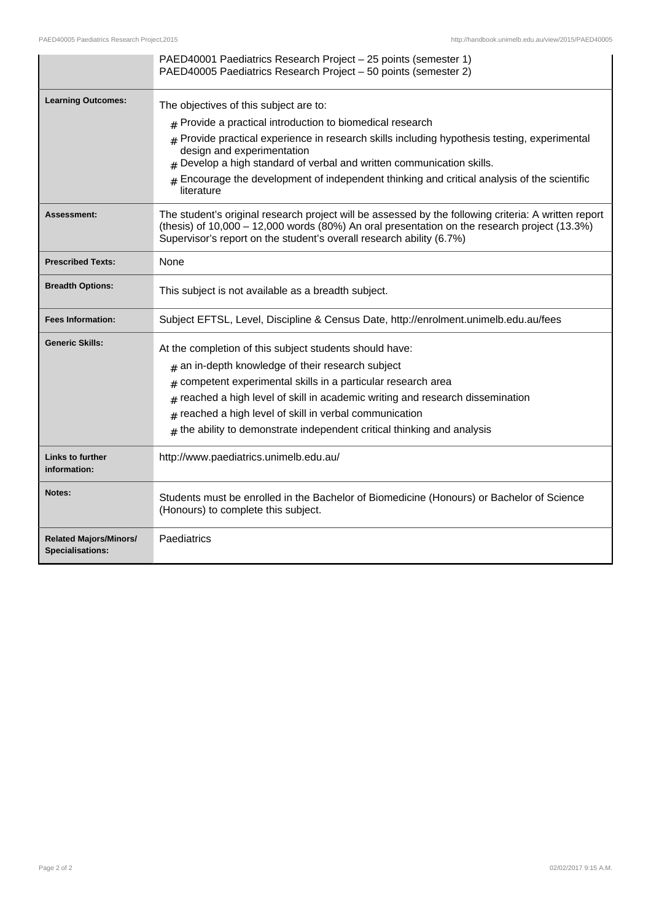| | |
|---|---|
| | PAED40001 Paediatrics Research Project – 25 points (semester 1)<br>PAED40005 Paediatrics Research Project – 50 points (semester 2) |
| **Learning Outcomes:** | The objectives of this subject are to:<br># Provide a practical introduction to biomedical research<br># Provide practical experience in research skills including hypothesis testing, experimental design and experimentation<br># Develop a high standard of verbal and written communication skills.<br># Encourage the development of independent thinking and critical analysis of the scientific literature |
| **Assessment:** | The student's original research project will be assessed by the following criteria: A written report (thesis) of 10,000 – 12,000 words (80%) An oral presentation on the research project (13.3%) Supervisor's report on the student's overall research ability (6.7%) |
| **Prescribed Texts:** | None |
| **Breadth Options:** | This subject is not available as a breadth subject. |
| **Fees Information:** | Subject EFTSL, Level, Discipline & Census Date, http://enrolment.unimelb.edu.au/fees |
| **Generic Skills:** | At the completion of this subject students should have:<br># an in-depth knowledge of their research subject<br># competent experimental skills in a particular research area<br># reached a high level of skill in academic writing and research dissemination<br># reached a high level of skill in verbal communication<br># the ability to demonstrate independent critical thinking and analysis |
| **Links to further information:** | http://www.paediatrics.unimelb.edu.au/ |
| **Notes:** | Students must be enrolled in the Bachelor of Biomedicine (Honours) or Bachelor of Science (Honours) to complete this subject. |
| **Related Majors/Minors/ Specialisations:** | Paediatrics |